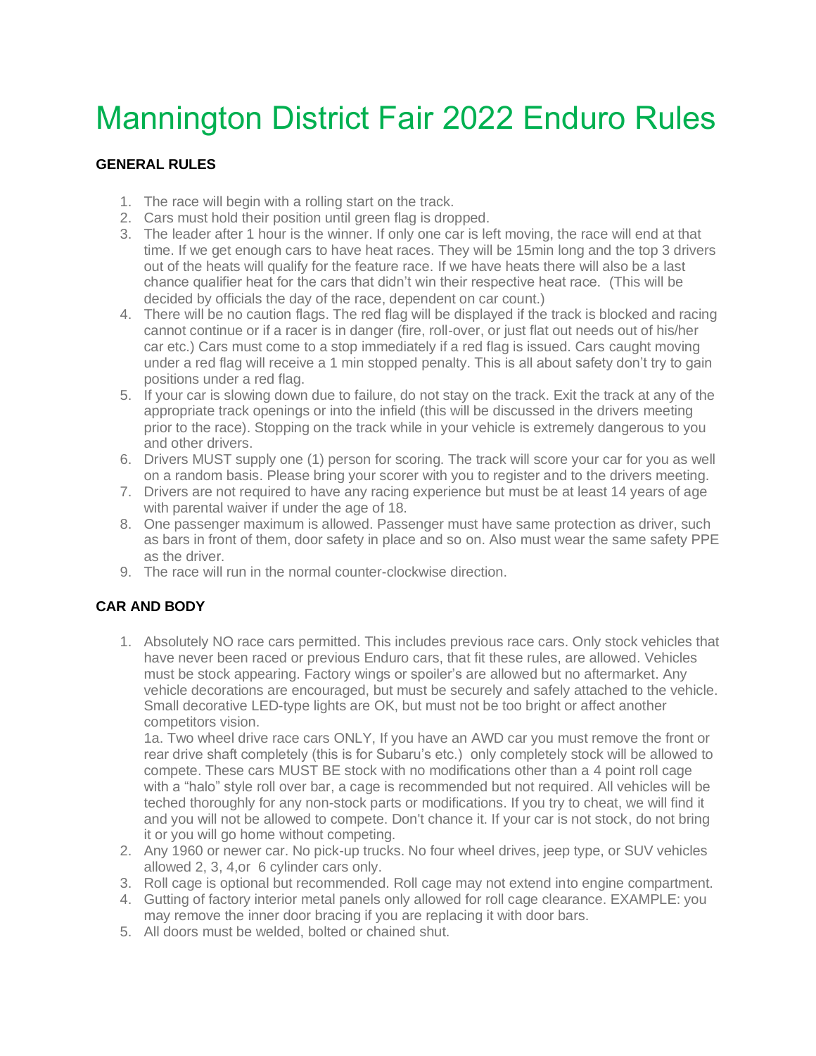# Mannington District Fair 2022 Enduro Rules

**GENERAL RULES**

1. The race will begin with a rolling start on the track.
2. Cars must hold their position until green flag is dropped.
3. The leader after 1 hour is the winner. If only one car is left moving, the race will end at that time. If we get enough cars to have heat races. They will be 15min long and the top 3 drivers out of the heats will qualify for the feature race. If we have heats there will also be a last chance qualifier heat for the cars that didn't win their respective heat race. (This will be decided by officials the day of the race, dependent on car count.)
4. There will be no caution flags. The red flag will be displayed if the track is blocked and racing cannot continue or if a racer is in danger (fire, roll-over, or just flat out needs out of his/her car etc.) Cars must come to a stop immediately if a red flag is issued. Cars caught moving under a red flag will receive a 1 min stopped penalty. This is all about safety don't try to gain positions under a red flag.
5. If your car is slowing down due to failure, do not stay on the track. Exit the track at any of the appropriate track openings or into the infield (this will be discussed in the drivers meeting prior to the race). Stopping on the track while in your vehicle is extremely dangerous to you and other drivers.
6. Drivers MUST supply one (1) person for scoring. The track will score your car for you as well on a random basis. Please bring your scorer with you to register and to the drivers meeting.
7. Drivers are not required to have any racing experience but must be at least 14 years of age with parental waiver if under the age of 18.
8. One passenger maximum is allowed. Passenger must have same protection as driver, such as bars in front of them, door safety in place and so on. Also must wear the same safety PPE as the driver.
9. The race will run in the normal counter-clockwise direction.

**CAR AND BODY**

1. Absolutely NO race cars permitted. This includes previous race cars. Only stock vehicles that have never been raced or previous Enduro cars, that fit these rules, are allowed. Vehicles must be stock appearing. Factory wings or spoiler's are allowed but no aftermarket. Any vehicle decorations are encouraged, but must be securely and safely attached to the vehicle. Small decorative LED-type lights are OK, but must not be too bright or affect another competitors vision.

   1a. Two wheel drive race cars ONLY, If you have an AWD car you must remove the front or rear drive shaft completely (this is for Subaru's etc.) only completely stock will be allowed to compete. These cars MUST BE stock with no modifications other than a 4 point roll cage with a "halo" style roll over bar, a cage is recommended but not required. All vehicles will be teched thoroughly for any non-stock parts or modifications. If you try to cheat, we will find it and you will not be allowed to compete. Don't chance it. If your car is not stock, do not bring it or you will go home without competing.
2. Any 1960 or newer car. No pick-up trucks. No four wheel drives, jeep type, or SUV vehicles allowed 2, 3, 4,or 6 cylinder cars only.
3. Roll cage is optional but recommended. Roll cage may not extend into engine compartment.
4. Gutting of factory interior metal panels only allowed for roll cage clearance. EXAMPLE: you may remove the inner door bracing if you are replacing it with door bars.
5. All doors must be welded, bolted or chained shut.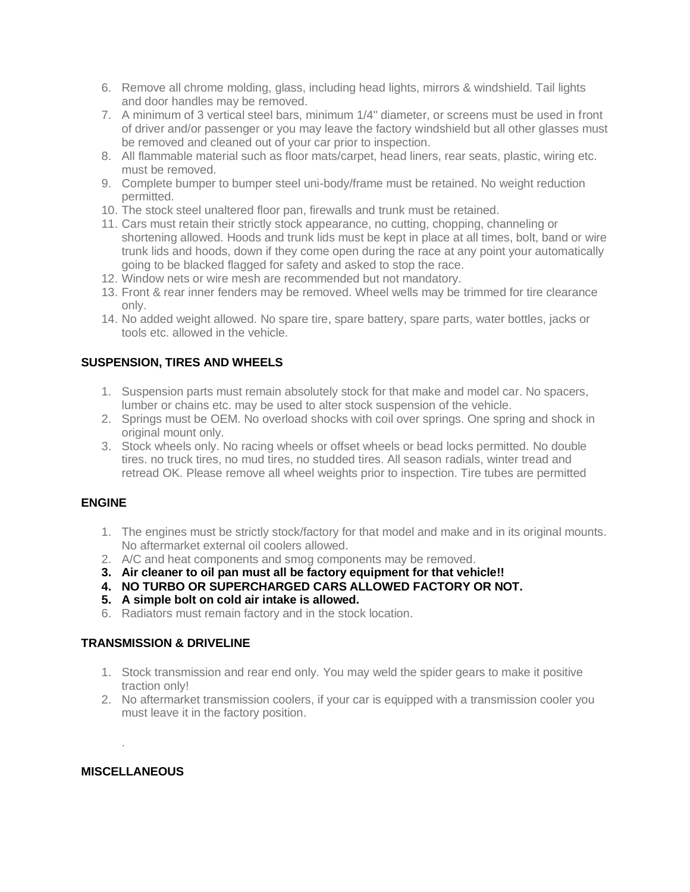6. Remove all chrome molding, glass, including head lights, mirrors & windshield. Tail lights and door handles may be removed.
7. A minimum of 3 vertical steel bars, minimum 1/4" diameter, or screens must be used in front of driver and/or passenger or you may leave the factory windshield but all other glasses must be removed and cleaned out of your car prior to inspection.
8. All flammable material such as floor mats/carpet, head liners, rear seats, plastic, wiring etc. must be removed.
9. Complete bumper to bumper steel uni-body/frame must be retained. No weight reduction permitted.
10. The stock steel unaltered floor pan, firewalls and trunk must be retained.
11. Cars must retain their strictly stock appearance, no cutting, chopping, channeling or shortening allowed. Hoods and trunk lids must be kept in place at all times, bolt, band or wire trunk lids and hoods, down if they come open during the race at any point your automatically going to be blacked flagged for safety and asked to stop the race.
12. Window nets or wire mesh are recommended but not mandatory.
13. Front & rear inner fenders may be removed. Wheel wells may be trimmed for tire clearance only.
14. No added weight allowed. No spare tire, spare battery, spare parts, water bottles, jacks or tools etc. allowed in the vehicle.

**SUSPENSION, TIRES AND WHEELS**

1. Suspension parts must remain absolutely stock for that make and model car. No spacers, lumber or chains etc. may be used to alter stock suspension of the vehicle.
2. Springs must be OEM. No overload shocks with coil over springs. One spring and shock in original mount only.
3. Stock wheels only. No racing wheels or offset wheels or bead locks permitted. No double tires. no truck tires, no mud tires, no studded tires. All season radials, winter tread and retread OK. Please remove all wheel weights prior to inspection. Tire tubes are permitted

**ENGINE**

1. The engines must be strictly stock/factory for that model and make and in its original mounts. No aftermarket external oil coolers allowed.
2. A/C and heat components and smog components may be removed.
3. **Air cleaner to oil pan must all be factory equipment for that vehicle!!**
4. **NO TURBO OR SUPERCHARGED CARS ALLOWED FACTORY OR NOT.**
5. **A simple bolt on cold air intake is allowed.**
6. Radiators must remain factory and in the stock location.

**TRANSMISSION & DRIVELINE**

1. Stock transmission and rear end only. You may weld the spider gears to make it positive traction only!
2. No aftermarket transmission coolers, if your car is equipped with a transmission cooler you must leave it in the factory position.

.

**MISCELLANEOUS**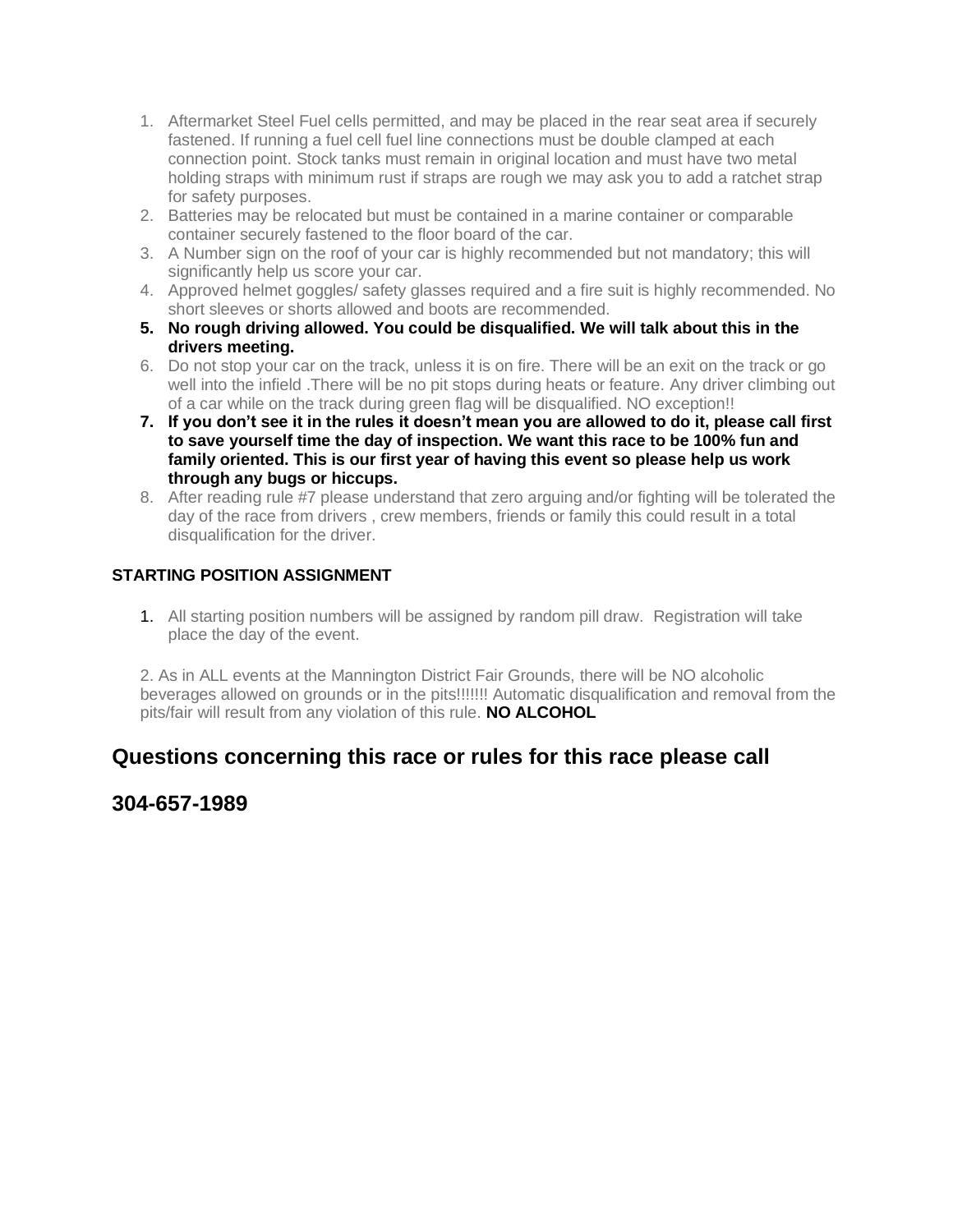1. Aftermarket Steel Fuel cells permitted, and may be placed in the rear seat area if securely fastened. If running a fuel cell fuel line connections must be double clamped at each connection point. Stock tanks must remain in original location and must have two metal holding straps with minimum rust if straps are rough we may ask you to add a ratchet strap for safety purposes.
2. Batteries may be relocated but must be contained in a marine container or comparable container securely fastened to the floor board of the car.
3. A Number sign on the roof of your car is highly recommended but not mandatory; this will significantly help us score your car.
4. Approved helmet goggles/ safety glasses required and a fire suit is highly recommended. No short sleeves or shorts allowed and boots are recommended.
5. **No rough driving allowed. You could be disqualified. We will talk about this in the drivers meeting.**
6. Do not stop your car on the track, unless it is on fire. There will be an exit on the track or go well into the infield .There will be no pit stops during heats or feature. Any driver climbing out of a car while on the track during green flag will be disqualified. NO exception!!
7. **If you don't see it in the rules it doesn't mean you are allowed to do it, please call first to save yourself time the day of inspection. We want this race to be 100% fun and family oriented. This is our first year of having this event so please help us work through any bugs or hiccups.**
8. After reading rule #7 please understand that zero arguing and/or fighting will be tolerated the day of the race from drivers , crew members, friends or family this could result in a total disqualification for the driver.

**STARTING POSITION ASSIGNMENT**

1. All starting position numbers will be assigned by random pill draw. Registration will take place the day of the event.

2. As in ALL events at the Mannington District Fair Grounds, there will be NO alcoholic beverages allowed on grounds or in the pits!!!!!!! Automatic disqualification and removal from the pits/fair will result from any violation of this rule. **NO ALCOHOL**

## Questions concerning this race or rules for this race please call

## 304-657-1989